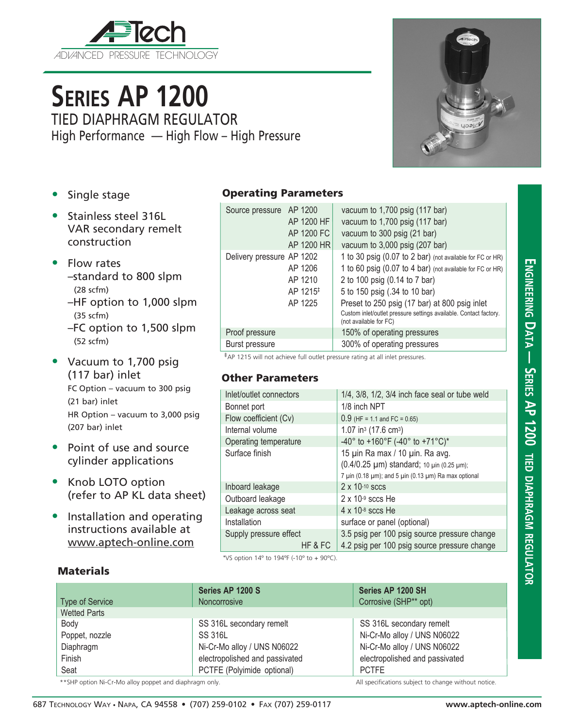APTech
ADVANCED PRESSURE TECHNOLOGY

# SERIES AP 1200

## TIED DIAPHRAGM REGULATOR

High Performance — High Flow – High Pressure

- Single stage
- Stainless steel 316L VAR secondary remelt construction
- Flow rates
  –standard to 800 slpm (28 scfm)
  –HF option to 1,000 slpm (35 scfm)
  –FC option to 1,500 slpm (52 scfm)
- Vacuum to 1,700 psig (117 bar) inlet
  FC Option – vacuum to 300 psig (21 bar) inlet
  HR Option – vacuum to 3,000 psig (207 bar) inlet
- Point of use and source cylinder applications
- Knob LOTO option (refer to AP KL data sheet)
- Installation and operating instructions available at www.aptech-online.com

### Operating Parameters

| | | |
|---|---|---|
| Source pressure | AP 1200 | vacuum to 1,700 psig (117 bar) |
| | AP 1200 HF | vacuum to 1,700 psig (117 bar) |
| | AP 1200 FC | vacuum to 300 psig (21 bar) |
| | AP 1200 HR | vacuum to 3,000 psig (207 bar) |
| Delivery pressure | AP 1202 | 1 to 30 psig (0.07 to 2 bar) (not available for FC or HR) |
| | AP 1206 | 1 to 60 psig (0.07 to 4 bar) (not available for FC or HR) |
| | AP 1210 | 2 to 100 psig (0.14 to 7 bar) |
| | AP 1215‡ | 5 to 150 psig (.34 to 10 bar) |
| | AP 1225 | Preset to 250 psig (17 bar) at 800 psig inlet. Custom inlet/outlet pressure settings available. Contact factory. (not available for FC) |
| Proof pressure | | 150% of operating pressures |
| Burst pressure | | 300% of operating pressures |

‡AP 1215 will not achieve full outlet pressure rating at all inlet pressures.

### Other Parameters

| | |
|---|---|
| Inlet/outlet connectors | 1/4, 3/8, 1/2, 3/4 inch face seal or tube weld |
| Bonnet port | 1/8 inch NPT |
| Flow coefficient (Cv) | 0.9 (HF = 1.1 and FC = 0.65) |
| Internal volume | 1.07 in$^3$ (17.6 cm$^3$) |
| Operating temperature | -40° to +160°F (-40° to +71°C)* |
| Surface finish | 15 µin Ra max / 10 µin. Ra avg. (0.4/0.25 µm) standard; 10 µin (0.25 µm); 7 µin (0.18 µm); and 5 µin (0.13 µm) Ra max optional |
| Inboard leakage | $2 \times 10^{-10}$ sccs |
| Outboard leakage | $2 \times 10^{-9}$ sccs He |
| Leakage across seat | $4 \times 10^{-8}$ sccs He |
| Installation | surface or panel (optional) |
| Supply pressure effect | 3.5 psig per 100 psig source pressure change |
| HF & FC | 4.2 psig per 100 psig source pressure change |

*VS option 14° to 194°F (-10° to + 90°C).

### Materials

| Type of Service | Series AP 1200 S<br>Noncorrosive | Series AP 1200 SH<br>Corrosive (SHP** opt) |
|---|---|---|
| Wetted Parts | | |
| Body | SS 316L secondary remelt | SS 316L secondary remelt |
| Poppet, nozzle | SS 316L | Ni-Cr-Mo alloy / UNS N06022 |
| Diaphragm | Ni-Cr-Mo alloy / UNS N06022 | Ni-Cr-Mo alloy / UNS N06022 |
| Finish | electropolished and passivated | electropolished and passivated |
| Seat | PCTFE (Polyimide optional) | PCTFE |

**SHP option Ni-Cr-Mo alloy poppet and diaphragm only.

All specifications subject to change without notice.

687 Technology Way • Napa, CA 94558 • (707) 259-0102 • Fax (707) 259-0117 www.aptech-online.com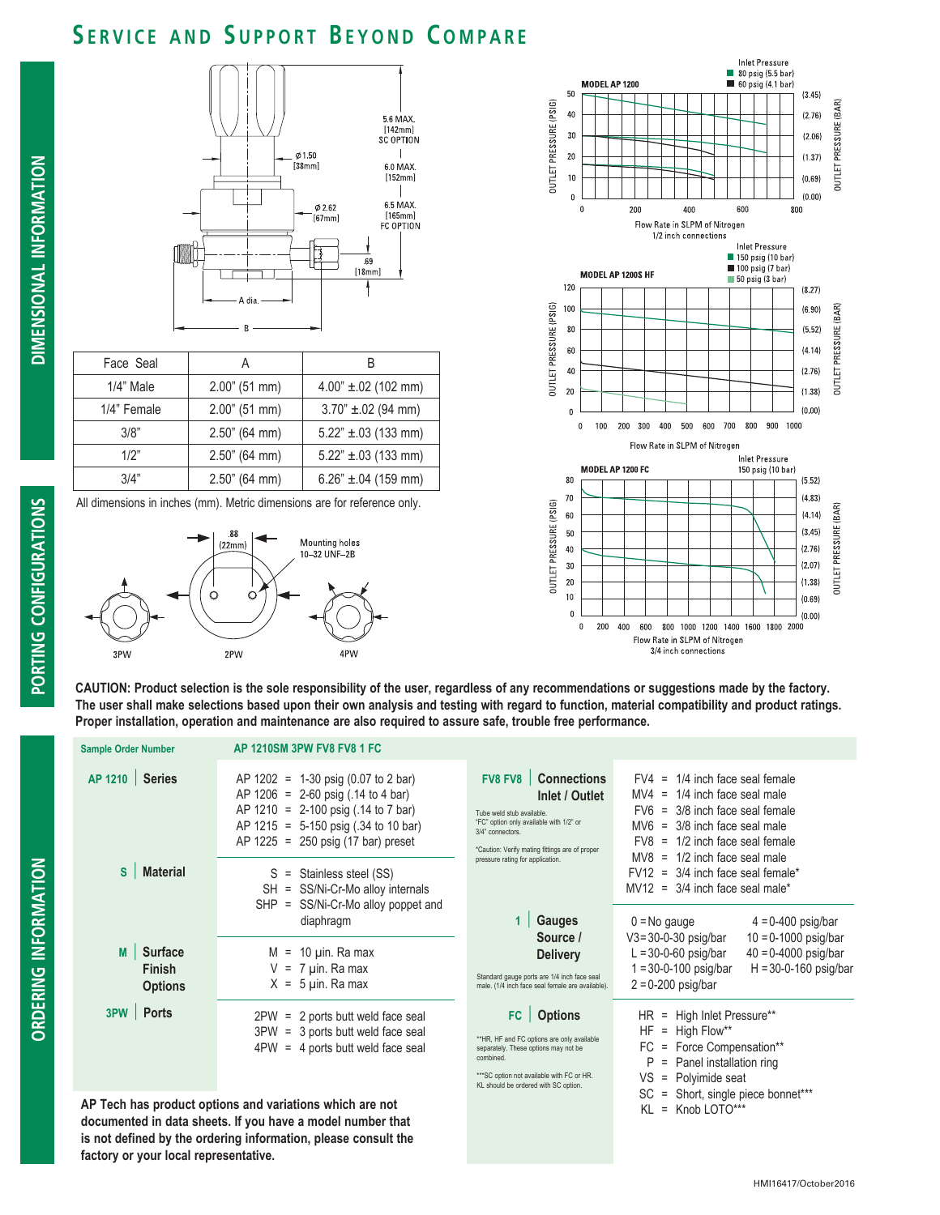# Service and Support Beyond Compare

## DIMENSIONAL INFORMATION

5.6 MAX.
[142mm]
SC OPTION

Ø 1.50
[38mm]

6.0 MAX.
[152mm]

Ø 2.62
[67mm]

6.5 MAX.
[165mm]
FC OPTION

.69
[18mm]

A dia.

B

| Face Seal | A | B |
|---|---|---|
| 1/4" Male | 2.00" (51 mm) | 4.00" ±.02 (102 mm) |
| 1/4" Female | 2.00" (51 mm) | 3.70" ±.02 (94 mm) |
| 3/8" | 2.50" (64 mm) | 5.22" ±.03 (133 mm) |
| 1/2" | 2.50" (64 mm) | 5.22" ±.03 (133 mm) |
| 3/4" | 2.50" (64 mm) | 6.26" ±.04 (159 mm) |

All dimensions in inches (mm). Metric dimensions are for reference only.

## PORTING CONFIGURATIONS

.88
(22mm)

Mounting holes
10–32 UNF–2B

3PW

2PW

4PW

MODEL AP 1200

Inlet Pressure
80 psig (5.5 bar)
60 psig (4.1 bar)

OUTLET PRESSURE (PSIG)
OUTLET PRESSURE (BAR)

50 40 30 20 10 0
(3.45) (2.76) (2.06) (1.37) (0.69) (0.00)

0 200 400 600 800

Flow Rate in SLPM of Nitrogen
1/2 inch connections

MODEL AP 1200S HF

Inlet Pressure
150 psig (10 bar)
100 psig (7 bar)
50 psig (3 bar)

OUTLET PRESSURE (PSIG)
OUTLET PRESSURE (BAR)

120 100 80 60 40 20 0
(8.27) (6.90) (5.52) (4.14) (2.76) (1.38) (0.00)

0 100 200 300 400 500 600 700 800 900 1000

Flow Rate in SLPM of Nitrogen

MODEL AP 1200 FC

Inlet Pressure
150 psig (10 bar)

OUTLET PRESSURE (PSIG)
OUTLET PRESSURE (BAR)

80 70 60 50 40 30 20 10 0
(5.52) (4.83) (4.14) (3.45) (2.76) (2.07) (1.38) (0.69) (0.00)

0 200 400 600 800 1000 1200 1400 1600 1800 2000

Flow Rate in SLPM of Nitrogen
3/4 inch connections

**CAUTION: Product selection is the sole responsibility of the user, regardless of any recommendations or suggestions made by the factory. The user shall make selections based upon their own analysis and testing with regard to function, material compatibility and product ratings. Proper installation, operation and maintenance are also required to assure safe, trouble free performance.**

## ORDERING INFORMATION

**Sample Order Number** — **AP 1210SM 3PW FV8 FV8 1 FC**

**AP 1210 | Series**

- AP 1202 = 1-30 psig (0.07 to 2 bar)
- AP 1206 = 2-60 psig (.14 to 4 bar)
- AP 1210 = 2-100 psig (.14 to 7 bar)
- AP 1215 = 5-150 psig (.34 to 10 bar)
- AP 1225 = 250 psig (17 bar) preset

**S | Material**

- S = Stainless steel (SS)
- SH = SS/Ni-Cr-Mo alloy internals
- SHP = SS/Ni-Cr-Mo alloy poppet and diaphragm

**M | Surface Finish Options**

- M = 10 µin. Ra max
- V = 7 µin. Ra max
- X = 5 µin. Ra max

**3PW | Ports**

- 2PW = 2 ports butt weld face seal
- 3PW = 3 ports butt weld face seal
- 4PW = 4 ports butt weld face seal

**AP Tech has product options and variations which are not documented in data sheets. If you have a model number that is not defined by the ordering information, please consult the factory or your local representative.**

**FV8 FV8 | Connections Inlet / Outlet**

Tube weld stub available.
"FC" option only available with 1/2" or 3/4" connectors.

*Caution: Verify mating fittings are of proper pressure rating for application.

- FV4 = 1/4 inch face seal female
- MV4 = 1/4 inch face seal male
- FV6 = 3/8 inch face seal female
- MV6 = 3/8 inch face seal male
- FV8 = 1/2 inch face seal female
- MV8 = 1/2 inch face seal male
- FV12 = 3/4 inch face seal female*
- MV12 = 3/4 inch face seal male*

**1 | Gauges Source / Delivery**

Standard gauge ports are 1/4 inch face seal male. (1/4 inch face seal female are also available).

- 0 = No gauge
- V3 = 30-0-30 psig/bar
- L = 30-0-60 psig/bar
- 1 = 30-0-100 psig/bar
- 2 = 0-200 psig/bar
- 4 = 0-400 psig/bar
- 10 = 0-1000 psig/bar
- 40 = 0-4000 psig/bar
- H = 30-0-160 psig/bar

**FC | Options**

**HR, HF and FC options are only available separately. These options may not be combined.

***SC option not available with FC or HR. KL should be ordered with SC option.

- HR = High Inlet Pressure**
- HF = High Flow**
- FC = Force Compensation**
- P = Panel installation ring
- VS = Polyimide seat
- SC = Short, single piece bonnet***
- KL = Knob LOTO***

HMI16417/October2016